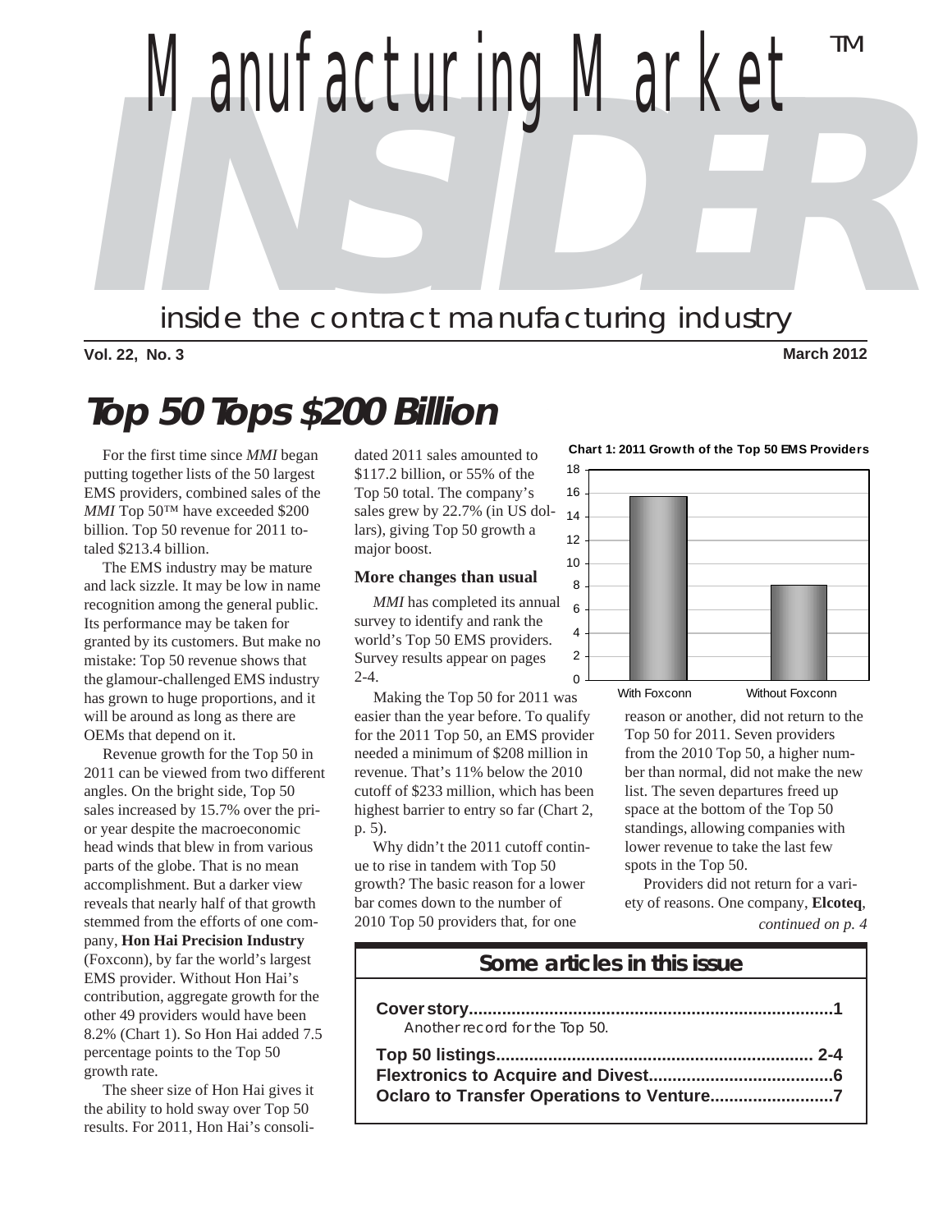# Manufacturing Market INSIDER™

inside the contract manufacturing industry

Vol. 22, No. 3 — March 2012

## Top 50 Tops $200 Billion

For the first time since *MMI* began putting together lists of the 50 largest EMS providers, combined sales of the *MMI* Top 50™ have exceeded $200 billion. Top 50 revenue for 2011 totaled $213.4 billion.

The EMS industry may be mature and lack sizzle. It may be low in name recognition among the general public. Its performance may be taken for granted by its customers. But make no mistake: Top 50 revenue shows that the glamour-challenged EMS industry has grown to huge proportions, and it will be around as long as there are OEMs that depend on it.

Revenue growth for the Top 50 in 2011 can be viewed from two different angles. On the bright side, Top 50 sales increased by 15.7% over the prior year despite the macroeconomic head winds that blew in from various parts of the globe. That is no mean accomplishment. But a darker view reveals that nearly half of that growth stemmed from the efforts of one company, **Hon Hai Precision Industry** (Foxconn), by far the world's largest EMS provider. Without Hon Hai's contribution, aggregate growth for the other 49 providers would have been 8.2% (Chart 1). So Hon Hai added 7.5 percentage points to the Top 50 growth rate.

The sheer size of Hon Hai gives it the ability to hold sway over Top 50 results. For 2011, Hon Hai's consolidated 2011 sales amounted to $117.2 billion, or 55% of the Top 50 total. The company's sales grew by 22.7% (in US dollars), giving Top 50 growth a major boost.

### More changes than usual

*MMI* has completed its annual survey to identify and rank the world's Top 50 EMS providers. Survey results appear on pages 2-4.

Making the Top 50 for 2011 was easier than the year before. To qualify for the 2011 Top 50, an EMS provider needed a minimum of $208 million in revenue. That's 11% below the 2010 cutoff of $233 million, which has been highest barrier to entry so far (Chart 2, p. 5).

Why didn't the 2011 cutoff continue to rise in tandem with Top 50 growth? The basic reason for a lower bar comes down to the number of 2010 Top 50 providers that, for one reason or another, did not return to the Top 50 for 2011. Seven providers from the 2010 Top 50, a higher number than normal, did not make the new list. The seven departures freed up space at the bottom of the Top 50 standings, allowing companies with lower revenue to take the last few spots in the Top 50.

Providers did not return for a variety of reasons. One company, **Elcoteq**,

*continued on p. 4*

**Chart 1: 2011 Growth of the Top 50 EMS Providers**

18
16
14
12
10
8
6
4
2
0

With Foxconn
Without Foxconn

### Some articles in this issue

**Cover story.....1**
Another record for the Top 50.

**Top 50 listings..... 2-4**

**Flextronics to Acquire and Divest.....6**

**Oclaro to Transfer Operations to Venture.....7**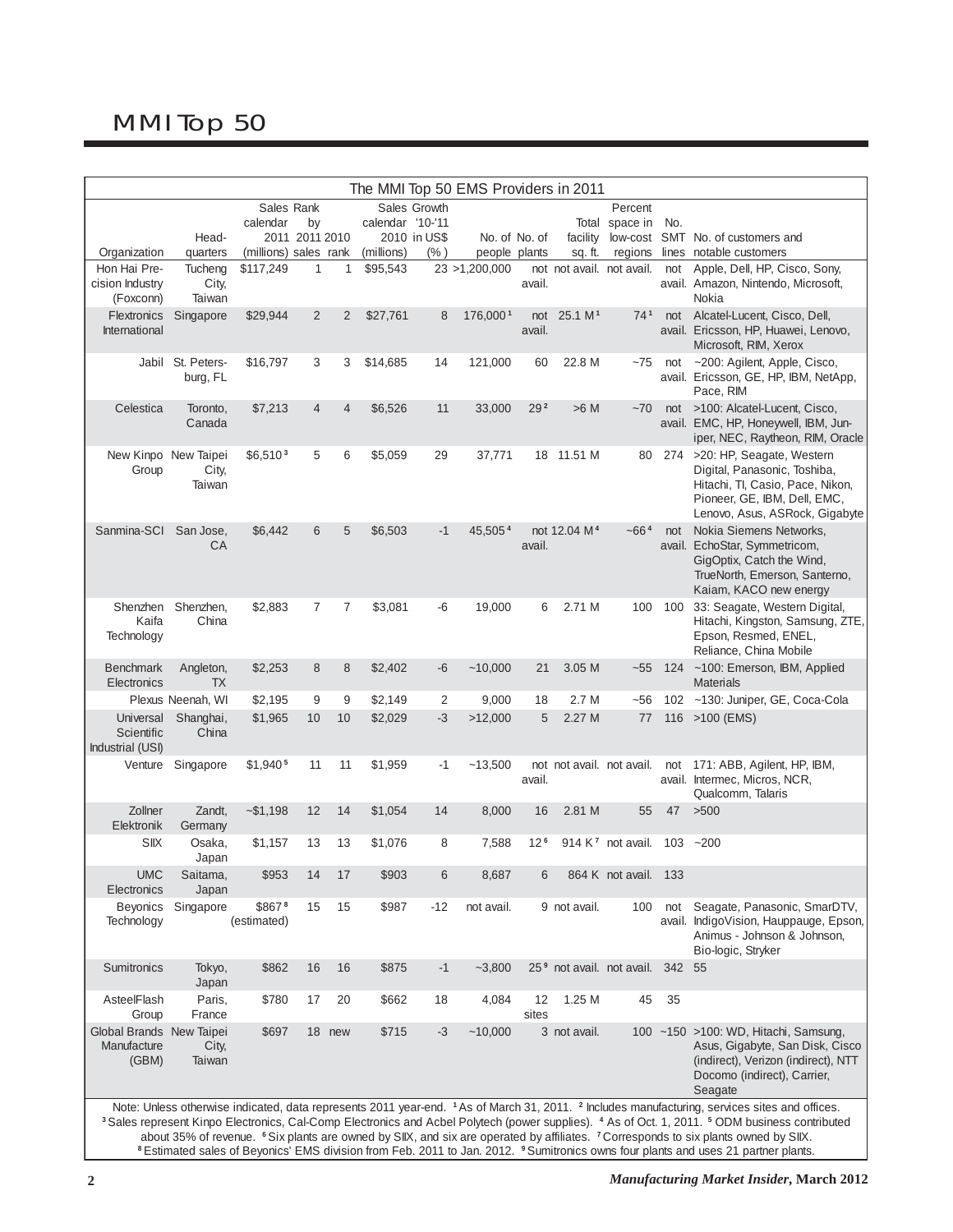# MMI Top 50

| The MMI Top 50 EMS Providers in 2011 | | | | | | | | | | | | | |
|---|---|---|---|---|---|---|---|---|---|---|---|---|---|
| Organization | Head-quarters | Sales calendar 2011 (millions) | Rank by 2011 sales | 2010 rank | Sales calendar 2010 (millions) | Growth '10-'11 in US$ (% ) | No. of people | No. of plants | Total facility sq. ft. | Percent space in low-cost regions | No. SMT lines | No. of customers and notable customers |
| Hon Hai Precision Industry (Foxconn) | Tucheng City, Taiwan | $117,249 | 1 | 1 | $95,543 | 23 | >1,200,000 | not avail. | not avail. | not avail. | not avail. | Apple, Dell, HP, Cisco, Sony, Amazon, Nintendo, Microsoft, Nokia |
| Flextronics International | Singapore | $29,944 | 2 | 2 | $27,761 | 8 | 176,000 [1] | not avail. | 25.1 M [1] | 74 [1] | not avail. | Alcatel-Lucent, Cisco, Dell, Ericsson, HP, Huawei, Lenovo, Microsoft, RIM, Xerox |
| Jabil | St. Petersburg, FL | $16,797 | 3 | 3 | $14,685 | 14 | 121,000 | 60 | 22.8 M | ~75 | not avail. | ~200: Agilent, Apple, Cisco, Ericsson, GE, HP, IBM, NetApp, Pace, RIM |
| Celestica | Toronto, Canada | $7,213 | 4 | 4 | $6,526 | 11 | 33,000 | 29 [2] | >6 M | ~70 | not avail. | >100: Alcatel-Lucent, Cisco, EMC, HP, Honeywell, IBM, Juniper, NEC, Raytheon, RIM, Oracle |
| New Kinpo Group | New Taipei City, Taiwan | $6,510 [3] | 5 | 6 | $5,059 | 29 | 37,771 | 18 | 11.51 M | 80 | 274 | >20: HP, Seagate, Western Digital, Panasonic, Toshiba, Hitachi, TI, Casio, Pace, Nikon, Pioneer, GE, IBM, Dell, EMC, Lenovo, Asus, ASRock, Gigabyte |
| Sanmina-SCI | San Jose, CA | $6,442 | 6 | 5 | $6,503 | -1 | 45,505 [4] | not avail. | 12.04 M [4] | ~66 [4] | not avail. | Nokia Siemens Networks, EchoStar, Symmetricom, GigOptix, Catch the Wind, TrueNorth, Emerson, Santerno, Kaiam, KACO new energy |
| Shenzhen Kaifa Technology | Shenzhen, China | $2,883 | 7 | 7 | $3,081 | -6 | 19,000 | 6 | 2.71 M | 100 | 100 | 33: Seagate, Western Digital, Hitachi, Kingston, Samsung, ZTE, Epson, Resmed, ENEL, Reliance, China Mobile |
| Benchmark Electronics | Angleton, TX | $2,253 | 8 | 8 | $2,402 | -6 | ~10,000 | 21 | 3.05 M | ~55 | 124 | ~100: Emerson, IBM, Applied Materials |
| Plexus | Neenah, WI | $2,195 | 9 | 9 | $2,149 | 2 | 9,000 | 18 | 2.7 M | ~56 | 102 | ~130: Juniper, GE, Coca-Cola |
| Universal Scientific Industrial (USI) | Shanghai, China | $1,965 | 10 | 10 | $2,029 | -3 | >12,000 | 5 | 2.27 M | 77 | 116 | >100 (EMS) |
| Venture | Singapore | $1,940 [5] | 11 | 11 | $1,959 | -1 | ~13,500 | not avail. | not avail. | not avail. | not avail. | 171: ABB, Agilent, HP, IBM, Intermec, Micros, NCR, Qualcomm, Talaris |
| Zollner Elektronik | Zandt, Germany | ~$1,198 | 12 | 14 | $1,054 | 14 | 8,000 | 16 | 2.81 M | 55 | 47 | >500 |
| SIIX | Osaka, Japan | $1,157 | 13 | 13 | $1,076 | 8 | 7,588 | 12 [6] | 914 K [7] | not avail. | 103 | ~200 |
| UMC Electronics | Saitama, Japan | $953 | 14 | 17 | $903 | 6 | 8,687 | 6 | 864 K | not avail. | 133 | |
| Beyonics Technology | Singapore | $867 [8] (estimated) | 15 | 15 | $987 | -12 | not avail. | 9 | not avail. | 100 | not avail. | Seagate, Panasonic, SmarDTV, IndigoVision, Hauppauge, Epson, Animus - Johnson & Johnson, Bio-logic, Stryker |
| Sumitronics | Tokyo, Japan | $862 | 16 | 16 | $875 | -1 | ~3,800 | 25 [9] | not avail. | not avail. | 342 | 55 |
| AsteelFlash Group | Paris, France | $780 | 17 | 20 | $662 | 18 | 4,084 | 12 sites | 1.25 M | 45 | 35 | |
| Global Brands Manufacture (GBM) | New Taipei City, Taiwan | $697 | 18 | new | $715 | -3 | ~10,000 | 3 | not avail. | 100 | ~150 | >100: WD, Hitachi, Samsung, Asus, Gigabyte, San Disk, Cisco (indirect), Verizon (indirect), NTT Docomo (indirect), Carrier, Seagate |

Note: Unless otherwise indicated, data represents 2011 year-end. [1] As of March 31, 2011. [2] Includes manufacturing, services sites and offices. [3] Sales represent Kinpo Electronics, Cal-Comp Electronics and Acbel Polytech (power supplies). [4] As of Oct. 1, 2011. [5] ODM business contributed about 35% of revenue. [6] Six plants are owned by SIIX, and six are operated by affiliates. [7] Corresponds to six plants owned by SIIX. [8] Estimated sales of Beyonics' EMS division from Feb. 2011 to Jan. 2012. [9] Sumitronics owns four plants and uses 21 partner plants.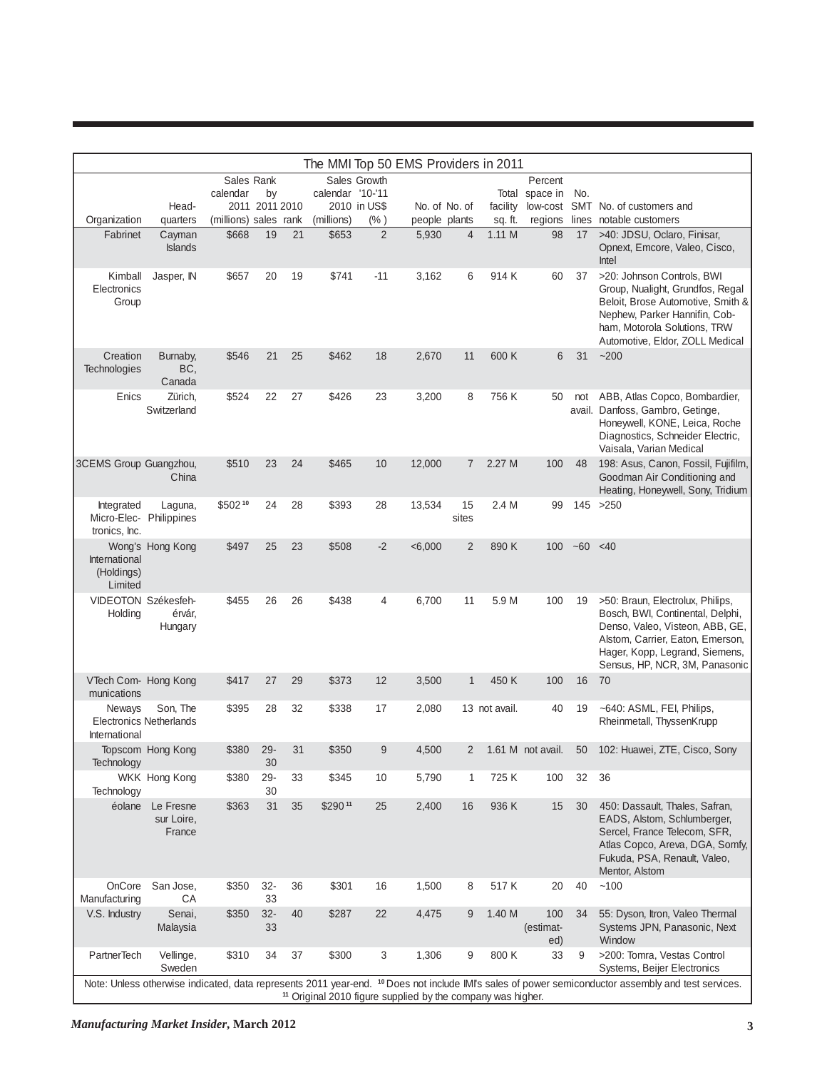| The MMI Top 50 EMS Providers in 2011 | | | | | | | | | | | | |
|---|---|---|---|---|---|---|---|---|---|---|---|---|
| Organization | Headquarters | Sales calendar 2011 (millions) | Rank by 2011 sales | 2010 rank | Sales calendar 2010 (millions) | Growth '10-'11 in US$ (% ) | No. of people | No. of plants | Total facility sq. ft. | Percent space in low-cost regions | No. SMT lines | No. of customers and notable customers |
| Fabrinet | Cayman Islands | $668 | 19 | 21 | $653 | 2 | 5,930 | 4 | 1.11 M | 98 | 17 | >40: JDSU, Oclaro, Finisar, Opnext, Emcore, Valeo, Cisco, Intel |
| Kimball Electronics Group | Jasper, IN | $657 | 20 | 19 | $741 | -11 | 3,162 | 6 | 914 K | 60 | 37 | >20: Johnson Controls, BWI Group, Nualight, Grundfos, Regal Beloit, Brose Automotive, Smith & Nephew, Parker Hannifin, Cobham, Motorola Solutions, TRW Automotive, Eldor, ZOLL Medical |
| Creation Technologies | Burnaby, BC, Canada | $546 | 21 | 25 | $462 | 18 | 2,670 | 11 | 600 K | 6 | 31 | ~200 |
| Enics | Zürich, Switzerland | $524 | 22 | 27 | $426 | 23 | 3,200 | 8 | 756 K | 50 | not avail. | ABB, Atlas Copco, Bombardier, Danfoss, Gambro, Getinge, Honeywell, KONE, Leica, Roche Diagnostics, Schneider Electric, Vaisala, Varian Medical |
| 3CEMS Group | Guangzhou, China | $510 | 23 | 24 | $465 | 10 | 12,000 | 7 | 2.27 M | 100 | 48 | 198: Asus, Canon, Fossil, Fujifilm, Goodman Air Conditioning and Heating, Honeywell, Sony, Tridium |
| Integrated Micro-Electronics, Inc. | Laguna, Philippines | $502 [10] | 24 | 28 | $393 | 28 | 13,534 | 15 sites | 2.4 M | 99 | 145 | >250 |
| Wong's International (Holdings) Limited | Hong Kong | $497 | 25 | 23 | $508 | -2 | <6,000 | 2 | 890 K | 100 | ~60 | <40 |
| VIDEOTON Holding | Székesfehérvár, Hungary | $455 | 26 | 26 | $438 | 4 | 6,700 | 11 | 5.9 M | 100 | 19 | >50: Braun, Electrolux, Philips, Bosch, BWI, Continental, Delphi, Denso, Valeo, Visteon, ABB, GE, Alstom, Carrier, Eaton, Emerson, Hager, Kopp, Legrand, Siemens, Sensus, HP, NCR, 3M, Panasonic |
| VTech Communications | Hong Kong | $417 | 27 | 29 | $373 | 12 | 3,500 | 1 | 450 K | 100 | 16 | 70 |
| Neways Electronics International | Son, The Netherlands | $395 | 28 | 32 | $338 | 17 | 2,080 | 13 | not avail. | 40 | 19 | ~640: ASML, FEI, Philips, Rheinmetall, ThyssenKrupp |
| Topscom Technology | Hong Kong | $380 | 29-30 | 31 | $350 | 9 | 4,500 | 2 | 1.61 M | not avail. | 50 | 102: Huawei, ZTE, Cisco, Sony |
| WKK Technology | Hong Kong | $380 | 29-30 | 33 | $345 | 10 | 5,790 | 1 | 725 K | 100 | 32 | 36 |
| éolane | Le Fresne sur Loire, France | $363 | 31 | 35 | $290 [11] | 25 | 2,400 | 16 | 936 K | 15 | 30 | 450: Dassault, Thales, Safran, EADS, Alstom, Schlumberger, Sercel, France Telecom, SFR, Atlas Copco, Areva, DGA, Somfy, Fukuda, PSA, Renault, Valeo, Mentor, Alstom |
| OnCore Manufacturing | San Jose, CA | $350 | 32-33 | 36 | $301 | 16 | 1,500 | 8 | 517 K | 20 | 40 | ~100 |
| V.S. Industry | Senai, Malaysia | $350 | 32-33 | 40 | $287 | 22 | 4,475 | 9 | 1.40 M | 100 (estimated) | 34 | 55: Dyson, Itron, Valeo Thermal Systems JPN, Panasonic, Next Window |
| PartnerTech | Vellinge, Sweden | $310 | 34 | 37 | $300 | 3 | 1,306 | 9 | 800 K | 33 | 9 | >200: Tomra, Vestas Control Systems, Beijer Electronics |

Note: Unless otherwise indicated, data represents 2011 year-end. [10] Does not include IMI's sales of power semiconductor assembly and test services. [11] Original 2010 figure supplied by the company was higher.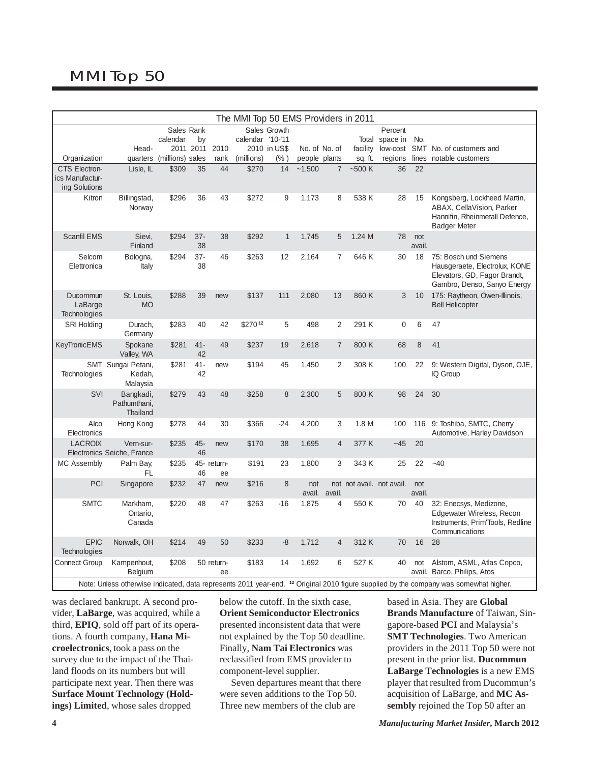# MMI Top 50

| The MMI Top 50 EMS Providers in 2011 | | | | | | | | | | | | | |
|---|---|---|---|---|---|---|---|---|---|---|---|---|---|
| Organization | Head-quarters | Sales calendar 2011 (millions) | Rank by 2011 sales | 2010 rank | Sales calendar 2010 (millions) | Growth '10-'11 in US$ (%) | No. of people | No. of plants | Total facility sq. ft. | Percent space in low-cost regions | No. SMT lines | No. of customers and notable customers |
| CTS Electronics Manufacturing Solutions | Lisle, IL | $309 | 35 | 44 | $270 | 14 | ~1,500 | 7 | ~500 K | 36 | 22 | |
| Kitron | Billingstad, Norway | $296 | 36 | 43 | $272 | 9 | 1,173 | 8 | 538 K | 28 | 15 | Kongsberg, Lockheed Martin, ABAX, CellaVision, Parker Hannifin, Rheinmetall Defence, Badger Meter |
| Scanfil EMS | Sievi, Finland | $294 | 37-38 | 38 | $292 | 1 | 1,745 | 5 | 1.24 M | 78 | not avail. | |
| Selcom Elettronica | Bologna, Italy | $294 | 37-38 | 46 | $263 | 12 | 2,164 | 7 | 646 K | 30 | 18 | 75: Bosch und Siemens Hausgeraete, Electrolux, KONE Elevators, GD, Fagor Brandt, Gambro, Denso, Sanyo Energy |
| Ducommun LaBarge Technologies | St. Louis, MO | $288 | 39 | new | $137 | 111 | 2,080 | 13 | 860 K | 3 | 10 | 175: Raytheon, Owen-Illinois, Bell Helicopter |
| SRI Holding | Durach, Germany | $283 | 40 | 42 | $270 [12] | 5 | 498 | 2 | 291 K | 0 | 6 | 47 |
| KeyTronicEMS | Spokane Valley, WA | $281 | 41-42 | 49 | $237 | 19 | 2,618 | 7 | 800 K | 68 | 8 | 41 |
| SMT Technologies | Sungai Petani, Kedah, Malaysia | $281 | 41-42 | new | $194 | 45 | 1,450 | 2 | 308 K | 100 | 22 | 9: Western Digital, Dyson, OJE, IQ Group |
| SVI | Bangkadi, Pathumthani, Thailand | $279 | 43 | 48 | $258 | 8 | 2,300 | 5 | 800 K | 98 | 24 | 30 |
| Alco Electronics | Hong Kong | $278 | 44 | 30 | $366 | -24 | 4,200 | 3 | 1.8 M | 100 | 116 | 9: Toshiba, SMTC, Cherry Automotive, Harley Davidson |
| LACROIX Electronics | Vern-sur-Seiche, France | $235 | 45-46 | new | $170 | 38 | 1,695 | 4 | 377 K | ~45 | 20 | |
| MC Assembly | Palm Bay, FL | $235 | 45-46 | returnee | $191 | 23 | 1,800 | 3 | 343 K | 25 | 22 | ~40 |
| PCI | Singapore | $232 | 47 | new | $216 | 8 | not avail. | not avail. | not avail. | not avail. | not avail. | |
| SMTC | Markham, Ontario, Canada | $220 | 48 | 47 | $263 | -16 | 1,875 | 4 | 550 K | 70 | 40 | 32: Enecsys, Medizone, Edgewater Wireless, Recon Instruments, Prim'Tools, Redline Communications |
| EPIC Technologies | Norwalk, OH | $214 | 49 | 50 | $233 | -8 | 1,712 | 4 | 312 K | 70 | 16 | 28 |
| Connect Group | Kampenhout, Belgium | $208 | 50 | returnee | $183 | 14 | 1,692 | 6 | 527 K | 40 | not avail. | Alstom, ASML, Atlas Copco, Barco, Philips, Atos |

Note: Unless otherwise indicated, data represents 2011 year-end. [12] Original 2010 figure supplied by the company was somewhat higher.

was declared bankrupt. A second provider, **LaBarge**, was acquired, while a third, **EPIQ**, sold off part of its operations. A fourth company, **Hana Microelectronics**, took a pass on the survey due to the impact of the Thailand floods on its numbers but will participate next year. Then there was **Surface Mount Technology (Holdings) Limited**, whose sales dropped below the cutoff. In the sixth case, **Orient Semiconductor Electronics** presented inconsistent data that were not explained by the Top 50 deadline. Finally, **Nam Tai Electronics** was reclassified from EMS provider to component-level supplier.

Seven departures meant that there were seven additions to the Top 50. Three new members of the club are based in Asia. They are **Global Brands Manufacture** of Taiwan, Singapore-based **PCI** and Malaysia's **SMT Technologies**. Two American providers in the 2011 Top 50 were not present in the prior list. **Ducommun LaBarge Technologies** is a new EMS player that resulted from Ducommun's acquisition of LaBarge, and **MC Assembly** rejoined the Top 50 after an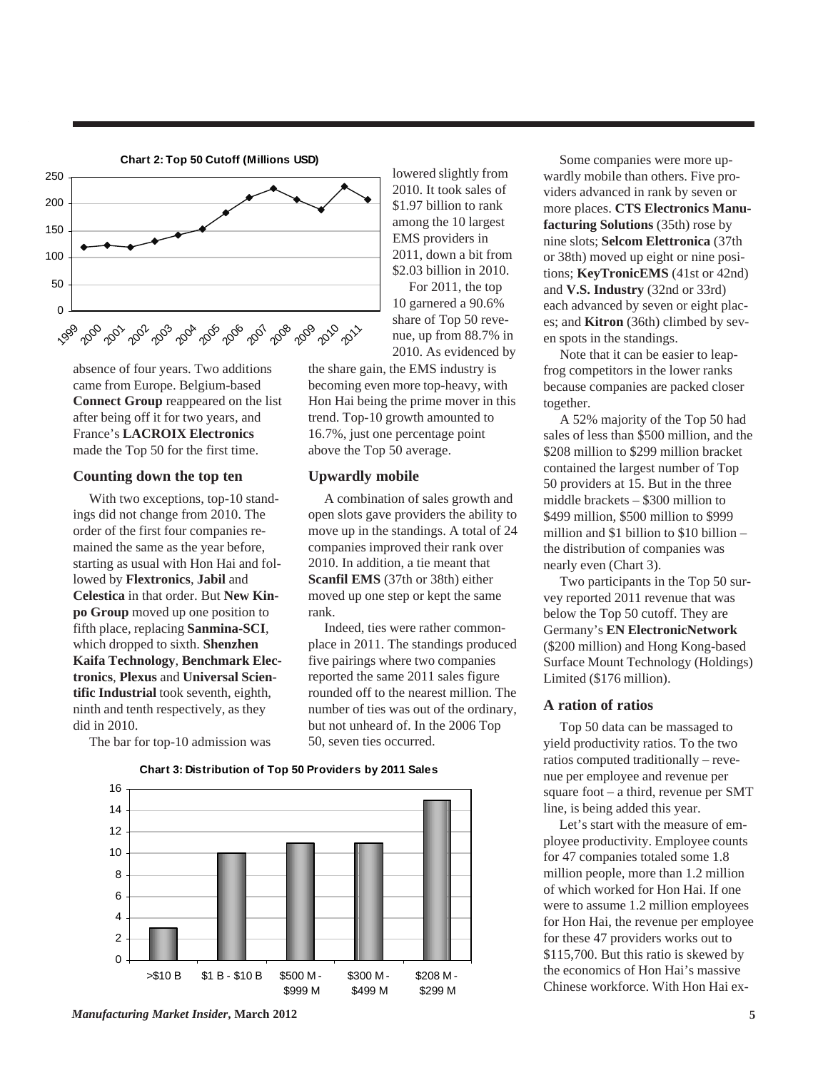**Chart 2: Top 50 Cutoff (Millions USD)**

250
200
150
100
50
0

1999 2000 2001 2002 2003 2004 2005 2006 2007 2008 2009 2010 2011

absence of four years. Two additions came from Europe. Belgium-based **Connect Group** reappeared on the list after being off it for two years, and France's **LACROIX Electronics** made the Top 50 for the first time.

## Counting down the top ten

With two exceptions, top-10 standings did not change from 2010. The order of the first four companies remained the same as the year before, starting as usual with Hon Hai and followed by **Flextronics**, **Jabil** and **Celestica** in that order. But **New Kinpo Group** moved up one position to fifth place, replacing **Sanmina-SCI**, which dropped to sixth. **Shenzhen Kaifa Technology**, **Benchmark Electronics**, **Plexus** and **Universal Scientific Industrial** took seventh, eighth, ninth and tenth respectively, as they did in 2010.

The bar for top-10 admission was lowered slightly from 2010. It took sales of $1.97 billion to rank among the 10 largest EMS providers in 2011, down a bit from $2.03 billion in 2010.

For 2011, the top 10 garnered a 90.6% share of Top 50 revenue, up from 88.7% in 2010. As evidenced by the share gain, the EMS industry is becoming even more top-heavy, with Hon Hai being the prime mover in this trend. Top-10 growth amounted to 16.7%, just one percentage point above the Top 50 average.

## Upwardly mobile

A combination of sales growth and open slots gave providers the ability to move up in the standings. A total of 24 companies improved their rank over 2010. In addition, a tie meant that **Scanfil EMS** (37th or 38th) either moved up one step or kept the same rank.

Indeed, ties were rather commonplace in 2011. The standings produced five pairings where two companies reported the same 2011 sales figure rounded off to the nearest million. The number of ties was out of the ordinary, but not unheard of. In the 2006 Top 50, seven ties occurred.

**Chart 3: Distribution of Top 50 Providers by 2011 Sales**

16
14
12
10
8
6
4
2
0

>$10 B
$1 B - $10 B
$500 M - $999 M
$300 M - $499 M
$208 M - $299 M

Some companies were more upwardly mobile than others. Five providers advanced in rank by seven or more places. **CTS Electronics Manufacturing Solutions** (35th) rose by nine slots; **Selcom Elettronica** (37th or 38th) moved up eight or nine positions; **KeyTronicEMS** (41st or 42nd) and **V.S. Industry** (32nd or 33rd) each advanced by seven or eight places; and **Kitron** (36th) climbed by seven spots in the standings.

Note that it can be easier to leapfrog competitors in the lower ranks because companies are packed closer together.

A 52% majority of the Top 50 had sales of less than $500 million, and the $208 million to $299 million bracket contained the largest number of Top 50 providers at 15. But in the three middle brackets – $300 million to $499 million, $500 million to $999 million and $1 billion to $10 billion – the distribution of companies was nearly even (Chart 3).

Two participants in the Top 50 survey reported 2011 revenue that was below the Top 50 cutoff. They are Germany's **EN ElectronicNetwork** ($200 million) and Hong Kong-based Surface Mount Technology (Holdings) Limited ($176 million).

## A ration of ratios

Top 50 data can be massaged to yield productivity ratios. To the two ratios computed traditionally – revenue per employee and revenue per square foot – a third, revenue per SMT line, is being added this year.

Let's start with the measure of employee productivity. Employee counts for 47 companies totaled some 1.8 million people, more than 1.2 million of which worked for Hon Hai. If one were to assume 1.2 million employees for Hon Hai, the revenue per employee for these 47 providers works out to $115,700. But this ratio is skewed by the economics of Hon Hai's massive Chinese workforce. With Hon Hai ex-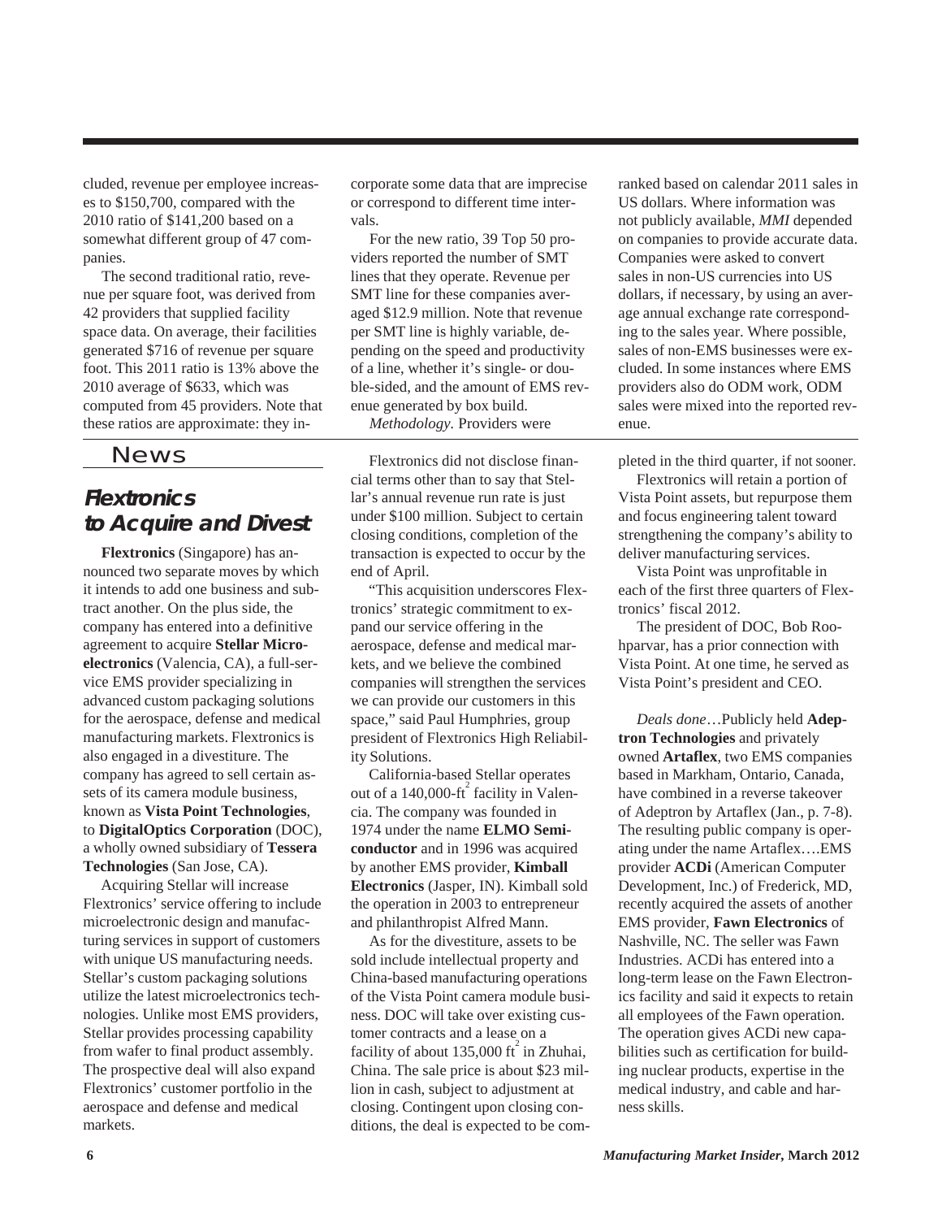cluded, revenue per employee increases to $150,700, compared with the 2010 ratio of $141,200 based on a somewhat different group of 47 companies.

The second traditional ratio, revenue per square foot, was derived from 42 providers that supplied facility space data. On average, their facilities generated $716 of revenue per square foot. This 2011 ratio is 13% above the 2010 average of $633, which was computed from 45 providers. Note that these ratios are approximate: they incorporate some data that are imprecise or correspond to different time intervals.

For the new ratio, 39 Top 50 providers reported the number of SMT lines that they operate. Revenue per SMT line for these companies averaged $12.9 million. Note that revenue per SMT line is highly variable, depending on the speed and productivity of a line, whether it's single- or double-sided, and the amount of EMS revenue generated by box build.

*Methodology*. Providers were ranked based on calendar 2011 sales in US dollars. Where information was not publicly available, *MMI* depended on companies to provide accurate data. Companies were asked to convert sales in non-US currencies into US dollars, if necessary, by using an average annual exchange rate corresponding to the sales year. Where possible, sales of non-EMS businesses were excluded. In some instances where EMS providers also do ODM work, ODM sales were mixed into the reported revenue.

# News

## Flextronics to Acquire and Divest

**Flextronics** (Singapore) has announced two separate moves by which it intends to add one business and subtract another. On the plus side, the company has entered into a definitive agreement to acquire **Stellar Microelectronics** (Valencia, CA), a full-service EMS provider specializing in advanced custom packaging solutions for the aerospace, defense and medical manufacturing markets. Flextronics is also engaged in a divestiture. The company has agreed to sell certain assets of its camera module business, known as **Vista Point Technologies**, to **DigitalOptics Corporation** (DOC), a wholly owned subsidiary of **Tessera Technologies** (San Jose, CA).

Acquiring Stellar will increase Flextronics' service offering to include microelectronic design and manufacturing services in support of customers with unique US manufacturing needs. Stellar's custom packaging solutions utilize the latest microelectronics technologies. Unlike most EMS providers, Stellar provides processing capability from wafer to final product assembly. The prospective deal will also expand Flextronics' customer portfolio in the aerospace and defense and medical markets.

Flextronics did not disclose financial terms other than to say that Stellar's annual revenue run rate is just under $100 million. Subject to certain closing conditions, completion of the transaction is expected to occur by the end of April.

"This acquisition underscores Flextronics' strategic commitment to expand our service offering in the aerospace, defense and medical markets, and we believe the combined companies will strengthen the services we can provide our customers in this space," said Paul Humphries, group president of Flextronics High Reliability Solutions.

California-based Stellar operates out of a 140,000-ft$^2$ facility in Valencia. The company was founded in 1974 under the name **ELMO Semiconductor** and in 1996 was acquired by another EMS provider, **Kimball Electronics** (Jasper, IN). Kimball sold the operation in 2003 to entrepreneur and philanthropist Alfred Mann.

As for the divestiture, assets to be sold include intellectual property and China-based manufacturing operations of the Vista Point camera module business. DOC will take over existing customer contracts and a lease on a facility of about 135,000 ft$^2$ in Zhuhai, China. The sale price is about $23 million in cash, subject to adjustment at closing. Contingent upon closing conditions, the deal is expected to be completed in the third quarter, if not sooner.

Flextronics will retain a portion of Vista Point assets, but repurpose them and focus engineering talent toward strengthening the company's ability to deliver manufacturing services.

Vista Point was unprofitable in each of the first three quarters of Flextronics' fiscal 2012.

The president of DOC, Bob Roohparvar, has a prior connection with Vista Point. At one time, he served as Vista Point's president and CEO.

*Deals done*…Publicly held **Adeptron Technologies** and privately owned **Artaflex**, two EMS companies based in Markham, Ontario, Canada, have combined in a reverse takeover of Adeptron by Artaflex (Jan., p. 7-8). The resulting public company is operating under the name Artaflex….EMS provider **ACDi** (American Computer Development, Inc.) of Frederick, MD, recently acquired the assets of another EMS provider, **Fawn Electronics** of Nashville, NC. The seller was Fawn Industries. ACDi has entered into a long-term lease on the Fawn Electronics facility and said it expects to retain all employees of the Fawn operation. The operation gives ACDi new capabilities such as certification for building nuclear products, expertise in the medical industry, and cable and harness skills.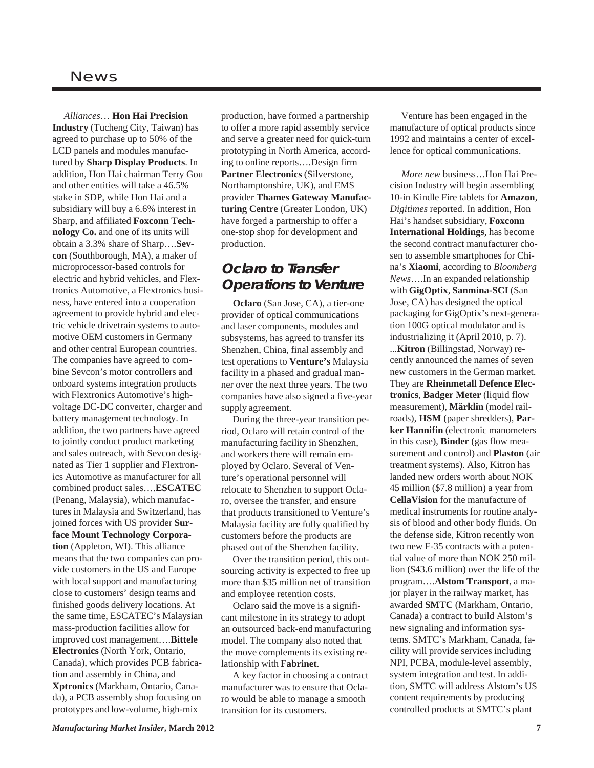# News

*Alliances*… **Hon Hai Precision Industry** (Tucheng City, Taiwan) has agreed to purchase up to 50% of the LCD panels and modules manufactured by **Sharp Display Products**. In addition, Hon Hai chairman Terry Gou and other entities will take a 46.5% stake in SDP, while Hon Hai and a subsidiary will buy a 6.6% interest in Sharp, and affiliated **Foxconn Technology Co.** and one of its units will obtain a 3.3% share of Sharp….**Sevcon** (Southborough, MA), a maker of microprocessor-based controls for electric and hybrid vehicles, and Flextronics Automotive, a Flextronics business, have entered into a cooperation agreement to provide hybrid and electric vehicle drivetrain systems to automotive OEM customers in Germany and other central European countries. The companies have agreed to combine Sevcon's motor controllers and onboard systems integration products with Flextronics Automotive's high-voltage DC-DC converter, charger and battery management technology. In addition, the two partners have agreed to jointly conduct product marketing and sales outreach, with Sevcon designated as Tier 1 supplier and Flextronics Automotive as manufacturer for all combined product sales….**ESCATEC** (Penang, Malaysia), which manufactures in Malaysia and Switzerland, has joined forces with US provider **Surface Mount Technology Corporation** (Appleton, WI). This alliance means that the two companies can provide customers in the US and Europe with local support and manufacturing close to customers' design teams and finished goods delivery locations. At the same time, ESCATEC's Malaysian mass-production facilities allow for improved cost management….**Bittele Electronics** (North York, Ontario, Canada), which provides PCB fabrication and assembly in China, and **Xptronics** (Markham, Ontario, Canada), a PCB assembly shop focusing on prototypes and low-volume, high-mix production, have formed a partnership to offer a more rapid assembly service and serve a greater need for quick-turn prototyping in North America, according to online reports….Design firm **Partner Electronics** (Silverstone, Northamptonshire, UK), and EMS provider **Thames Gateway Manufacturing Centre** (Greater London, UK) have forged a partnership to offer a one-stop shop for development and production.

## Oclaro to Transfer Operations to Venture

**Oclaro** (San Jose, CA), a tier-one provider of optical communications and laser components, modules and subsystems, has agreed to transfer its Shenzhen, China, final assembly and test operations to **Venture's** Malaysia facility in a phased and gradual manner over the next three years. The two companies have also signed a five-year supply agreement.

During the three-year transition period, Oclaro will retain control of the manufacturing facility in Shenzhen, and workers there will remain employed by Oclaro. Several of Venture's operational personnel will relocate to Shenzhen to support Oclaro, oversee the transfer, and ensure that products transitioned to Venture's Malaysia facility are fully qualified by customers before the products are phased out of the Shenzhen facility.

Over the transition period, this outsourcing activity is expected to free up more than $35 million net of transition and employee retention costs.

Oclaro said the move is a significant milestone in its strategy to adopt an outsourced back-end manufacturing model. The company also noted that the move complements its existing relationship with **Fabrinet**.

A key factor in choosing a contract manufacturer was to ensure that Oclaro would be able to manage a smooth transition for its customers.

Venture has been engaged in the manufacture of optical products since 1992 and maintains a center of excellence for optical communications.

*More new* business…Hon Hai Precision Industry will begin assembling 10-in Kindle Fire tablets for **Amazon**, *Digitimes* reported. In addition, Hon Hai's handset subsidiary, **Foxconn International Holdings**, has become the second contract manufacturer chosen to assemble smartphones for China's **Xiaomi**, according to *Bloomberg News*….In an expanded relationship with **GigOptix**, **Sanmina-SCI** (San Jose, CA) has designed the optical packaging for GigOptix's next-generation 100G optical modulator and is industrializing it (April 2010, p. 7). ...**Kitron** (Billingstad, Norway) recently announced the names of seven new customers in the German market. They are **Rheinmetall Defence Electronics**, **Badger Meter** (liquid flow measurement), **Märklin** (model railroads), **HSM** (paper shredders), **Parker Hannifin** (electronic manometers in this case), **Binder** (gas flow measurement and control) and **Plaston** (air treatment systems). Also, Kitron has landed new orders worth about NOK 45 million ($7.8 million) a year from **CellaVision** for the manufacture of medical instruments for routine analysis of blood and other body fluids. On the defense side, Kitron recently won two new F-35 contracts with a potential value of more than NOK 250 million ($43.6 million) over the life of the program….**Alstom Transport**, a major player in the railway market, has awarded **SMTC** (Markham, Ontario, Canada) a contract to build Alstom's new signaling and information systems. SMTC's Markham, Canada, facility will provide services including NPI, PCBA, module-level assembly, system integration and test. In addition, SMTC will address Alstom's US content requirements by producing controlled products at SMTC's plant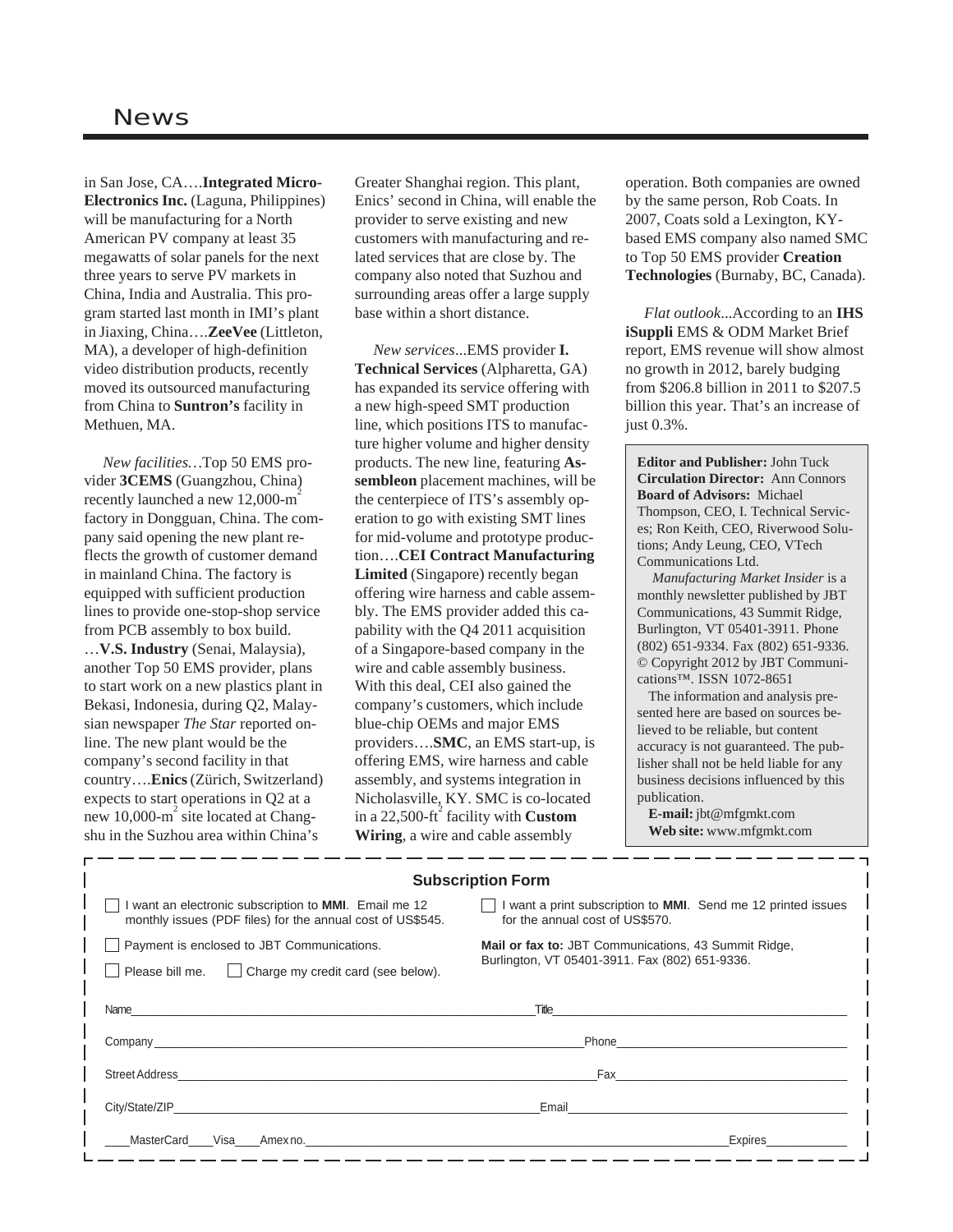# News

in San Jose, CA….**Integrated Micro-Electronics Inc.** (Laguna, Philippines) will be manufacturing for a North American PV company at least 35 megawatts of solar panels for the next three years to serve PV markets in China, India and Australia. This program started last month in IMI's plant in Jiaxing, China….**ZeeVee** (Littleton, MA), a developer of high-definition video distribution products, recently moved its outsourced manufacturing from China to **Suntron's** facility in Methuen, MA.

*New facilities…*Top 50 EMS provider **3CEMS** (Guangzhou, China) recently launched a new 12,000-$m^2$ factory in Dongguan, China. The company said opening the new plant reflects the growth of customer demand in mainland China. The factory is equipped with sufficient production lines to provide one-stop-shop service from PCB assembly to box build. …**V.S. Industry** (Senai, Malaysia), another Top 50 EMS provider, plans to start work on a new plastics plant in Bekasi, Indonesia, during Q2, Malaysian newspaper *The Star* reported online. The new plant would be the company's second facility in that country….**Enics** (Zürich, Switzerland) expects to start operations in Q2 at a new 10,000-$m^2$ site located at Changshu in the Suzhou area within China's Greater Shanghai region. This plant, Enics' second in China, will enable the provider to serve existing and new customers with manufacturing and related services that are close by. The company also noted that Suzhou and surrounding areas offer a large supply base within a short distance.

*New services*...EMS provider **I. Technical Services** (Alpharetta, GA) has expanded its service offering with a new high-speed SMT production line, which positions ITS to manufacture higher volume and higher density products. The new line, featuring **Assembleon** placement machines, will be the centerpiece of ITS's assembly operation to go with existing SMT lines for mid-volume and prototype production….**CEI Contract Manufacturing Limited** (Singapore) recently began offering wire harness and cable assembly. The EMS provider added this capability with the Q4 2011 acquisition of a Singapore-based company in the wire and cable assembly business. With this deal, CEI also gained the company's customers, which include blue-chip OEMs and major EMS providers….**SMC**, an EMS start-up, is offering EMS, wire harness and cable assembly, and systems integration in Nicholasville, KY. SMC is co-located in a 22,500-$ft^2$ facility with **Custom Wiring**, a wire and cable assembly operation. Both companies are owned by the same person, Rob Coats. In 2007, Coats sold a Lexington, KY-based EMS company also named SMC to Top 50 EMS provider **Creation Technologies** (Burnaby, BC, Canada).

*Flat outlook*...According to an **IHS iSuppli** EMS & ODM Market Brief report, EMS revenue will show almost no growth in 2012, barely budging from \$206.8 billion in 2011 to \$207.5 billion this year. That's an increase of just 0.3%.

**Editor and Publisher:** John Tuck
**Circulation Director:** Ann Connors
**Board of Advisors:** Michael Thompson, CEO, I. Technical Services; Ron Keith, CEO, Riverwood Solutions; Andy Leung, CEO, VTech Communications Ltd.

*Manufacturing Market Insider* is a monthly newsletter published by JBT Communications, 43 Summit Ridge, Burlington, VT 05401-3911. Phone (802) 651-9334. Fax (802) 651-9336. © Copyright 2012 by JBT Communications™. ISSN 1072-8651

The information and analysis presented here are based on sources believed to be reliable, but content accuracy is not guaranteed. The publisher shall not be held liable for any business decisions influenced by this publication.

**E-mail:** jbt@mfgmkt.com
**Web site:** www.mfgmkt.com

### Subscription Form

☐ I want an electronic subscription to **MMI**. Email me 12 monthly issues (PDF files) for the annual cost of US\$545.

☐ I want a print subscription to **MMI**. Send me 12 printed issues for the annual cost of US\$570.

☐ Payment is enclosed to JBT Communications.

☐ Please bill me. ☐ Charge my credit card (see below).

**Mail or fax to:** JBT Communications, 43 Summit Ridge, Burlington, VT 05401-3911. Fax (802) 651-9336.

Name\_\_\_\_\_\_\_\_\_\_ Title\_\_\_\_\_\_\_\_\_\_

Company\_\_\_\_\_\_\_\_\_\_ Phone\_\_\_\_\_\_\_\_\_\_

Street Address\_\_\_\_\_\_\_\_\_\_ Fax\_\_\_\_\_\_\_\_\_\_

City/State/ZIP\_\_\_\_\_\_\_\_\_\_ Email\_\_\_\_\_\_\_\_\_\_

\_\_\_\_MasterCard\_\_\_\_Visa\_\_\_\_Amex no.\_\_\_\_\_\_\_\_\_\_ Expires\_\_\_\_\_\_\_\_\_\_